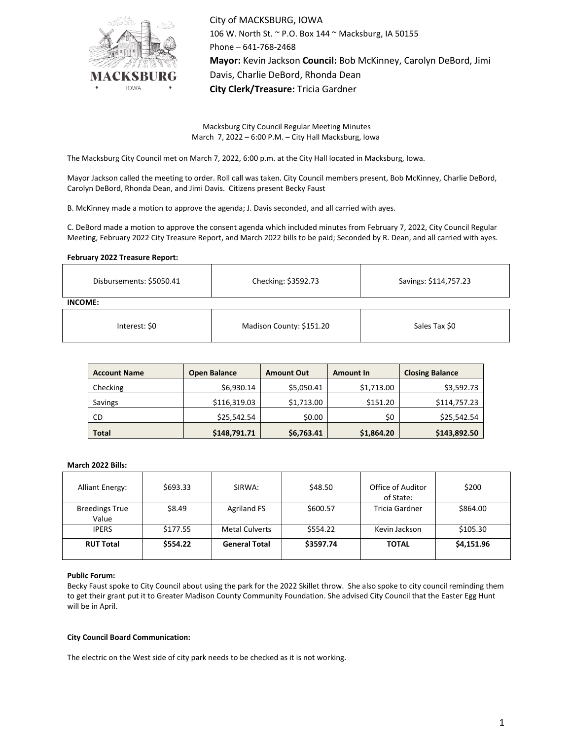City of MACKSBURG, IOWA
106 W. North St. ~ P.O. Box 144 ~ Macksburg, IA 50155
Phone – 641-768-2468
**Mayor:** Kevin Jackson **Council:** Bob McKinney, Carolyn DeBord, Jimi Davis, Charlie DeBord, Rhonda Dean
**City Clerk/Treasure:** Tricia Gardner

Macksburg City Council Regular Meeting Minutes
March 7, 2022 – 6:00 P.M. – City Hall Macksburg, Iowa

The Macksburg City Council met on March 7, 2022, 6:00 p.m. at the City Hall located in Macksburg, Iowa.

Mayor Jackson called the meeting to order. Roll call was taken. City Council members present, Bob McKinney, Charlie DeBord, Carolyn DeBord, Rhonda Dean, and Jimi Davis. Citizens present Becky Faust

B. McKinney made a motion to approve the agenda; J. Davis seconded, and all carried with ayes.

C. DeBord made a motion to approve the consent agenda which included minutes from February 7, 2022, City Council Regular Meeting, February 2022 City Treasure Report, and March 2022 bills to be paid; Seconded by R. Dean, and all carried with ayes.

**February 2022 Treasure Report:**

| Disbursements: $5050.41 | Checking: $3592.73 | Savings: $114,757.23 |
|---|---|---|

**INCOME:**

| Interest: $0 | Madison County: $151.20 | Sales Tax $0 |
|---|---|---|

| Account Name | Open Balance | Amount Out | Amount In | Closing Balance |
|---|---|---|---|---|
| Checking | $6,930.14 | $5,050.41 | $1,713.00 | $3,592.73 |
| Savings | $116,319.03 | $1,713.00 | $151.20 | $114,757.23 |
| CD | $25,542.54 | $0.00 | $0 | $25,542.54 |
| **Total** | **$148,791.71** | **$6,763.41** | **$1,864.20** | **$143,892.50** |

**March 2022 Bills:**

| Alliant Energy: | $693.33 | SIRWA: | $48.50 | Office of Auditor of State: | $200 |
|---|---|---|---|---|---|
| Breedings True Value | $8.49 | Agriland FS | $600.57 | Tricia Gardner | $864.00 |
| IPERS | $177.55 | Metal Culverts | $554.22 | Kevin Jackson | $105.30 |
| **RUT Total** | **$554.22** | **General Total** | **$3597.74** | **TOTAL** | **$4,151.96** |

**Public Forum:**
Becky Faust spoke to City Council about using the park for the 2022 Skillet throw. She also spoke to city council reminding them to get their grant put it to Greater Madison County Community Foundation. She advised City Council that the Easter Egg Hunt will be in April.

**City Council Board Communication:**

The electric on the West side of city park needs to be checked as it is not working.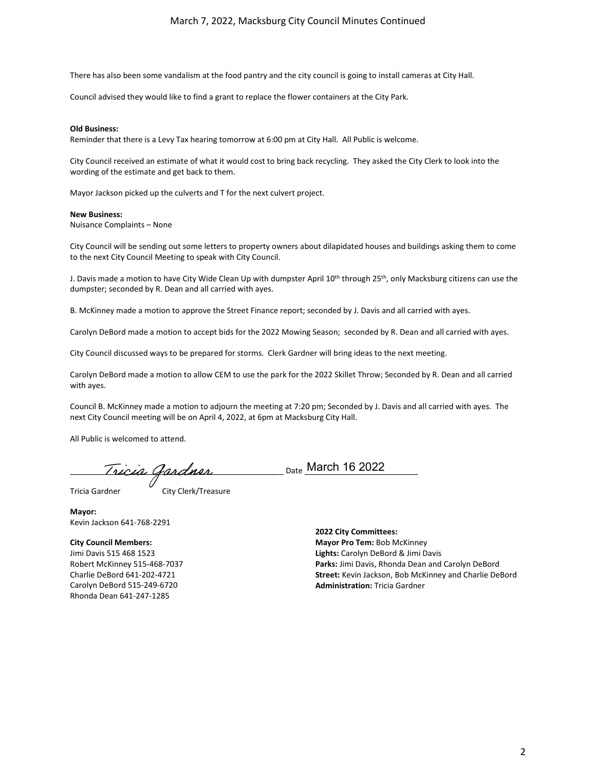There has also been some vandalism at the food pantry and the city council is going to install cameras at City Hall.

Council advised they would like to find a grant to replace the flower containers at the City Park.

**Old Business:**
Reminder that there is a Levy Tax hearing tomorrow at 6:00 pm at City Hall. All Public is welcome.

City Council received an estimate of what it would cost to bring back recycling. They asked the City Clerk to look into the wording of the estimate and get back to them.

Mayor Jackson picked up the culverts and T for the next culvert project.

**New Business:**
Nuisance Complaints – None

City Council will be sending out some letters to property owners about dilapidated houses and buildings asking them to come to the next City Council Meeting to speak with City Council.

J. Davis made a motion to have City Wide Clean Up with dumpster April 10th through 25th, only Macksburg citizens can use the dumpster; seconded by R. Dean and all carried with ayes.

B. McKinney made a motion to approve the Street Finance report; seconded by J. Davis and all carried with ayes.

Carolyn DeBord made a motion to accept bids for the 2022 Mowing Season; seconded by R. Dean and all carried with ayes.

City Council discussed ways to be prepared for storms. Clerk Gardner will bring ideas to the next meeting.

Carolyn DeBord made a motion to allow CEM to use the park for the 2022 Skillet Throw; Seconded by R. Dean and all carried with ayes.

Council B. McKinney made a motion to adjourn the meeting at 7:20 pm; Seconded by J. Davis and all carried with ayes. The next City Council meeting will be on April 4, 2022, at 6pm at Macksburg City Hall.

All Public is welcomed to attend.

Tricia Gardner Date March 16 2022

Tricia Gardner City Clerk/Treasure

**Mayor:**
Kevin Jackson 641-768-2291

**City Council Members:**
Jimi Davis 515 468 1523
Robert McKinney 515-468-7037
Charlie DeBord 641-202-4721
Carolyn DeBord 515-249-6720
Rhonda Dean 641-247-1285

**2022 City Committees:**
**Mayor Pro Tem:** Bob McKinney
**Lights:** Carolyn DeBord & Jimi Davis
**Parks:** Jimi Davis, Rhonda Dean and Carolyn DeBord
**Street:** Kevin Jackson, Bob McKinney and Charlie DeBord
**Administration:** Tricia Gardner